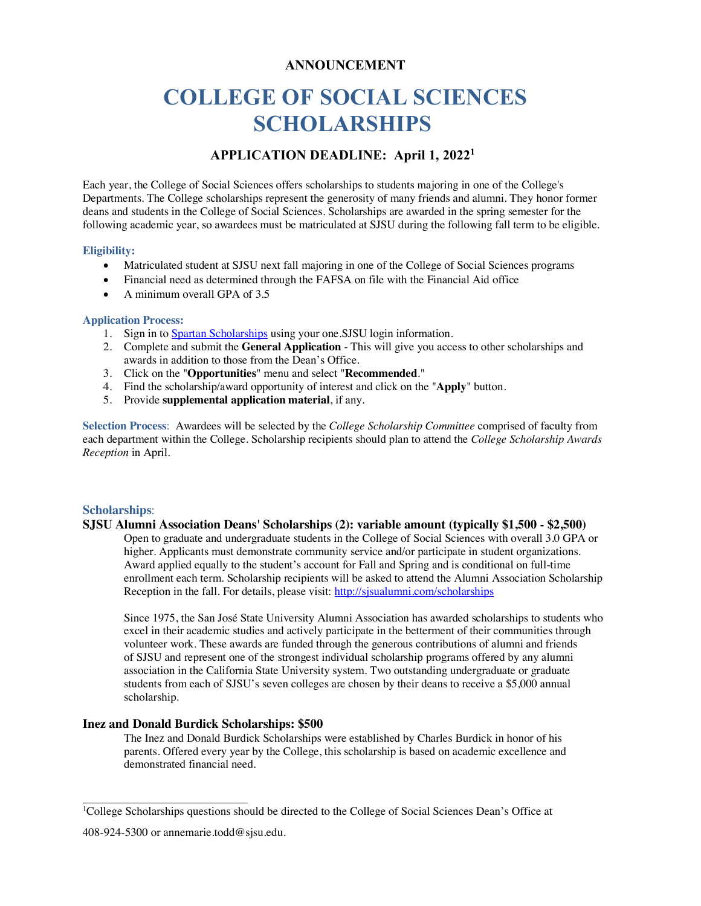**ANNOUNCEMENT**

# COLLEGE OF SOCIAL SCIENCES SCHOLARSHIPS

## APPLICATION DEADLINE: April 1, 2022[1]

Each year, the College of Social Sciences offers scholarships to students majoring in one of the College's Departments. The College scholarships represent the generosity of many friends and alumni. They honor former deans and students in the College of Social Sciences. Scholarships are awarded in the spring semester for the following academic year, so awardees must be matriculated at SJSU during the following fall term to be eligible.

### Eligibility:

- Matriculated student at SJSU next fall majoring in one of the College of Social Sciences programs
- Financial need as determined through the FAFSA on file with the Financial Aid office
- A minimum overall GPA of 3.5

### Application Process:

1. Sign in to Spartan Scholarships using your one.SJSU login information.
2. Complete and submit the **General Application** - This will give you access to other scholarships and awards in addition to those from the Dean's Office.
3. Click on the "**Opportunities**" menu and select "**Recommended**."
4. Find the scholarship/award opportunity of interest and click on the "**Apply**" button.
5. Provide **supplemental application material**, if any.

**Selection Process**: Awardees will be selected by the *College Scholarship Committee* comprised of faculty from each department within the College. Scholarship recipients should plan to attend the *College Scholarship Awards Reception* in April.

### Scholarships:

#### SJSU Alumni Association Deans' Scholarships (2): variable amount (typically $1,500 - $2,500)

Open to graduate and undergraduate students in the College of Social Sciences with overall 3.0 GPA or higher. Applicants must demonstrate community service and/or participate in student organizations. Award applied equally to the student's account for Fall and Spring and is conditional on full-time enrollment each term. Scholarship recipients will be asked to attend the Alumni Association Scholarship Reception in the fall. For details, please visit: http://sjsualumni.com/scholarships

Since 1975, the San José State University Alumni Association has awarded scholarships to students who excel in their academic studies and actively participate in the betterment of their communities through volunteer work. These awards are funded through the generous contributions of alumni and friends of SJSU and represent one of the strongest individual scholarship programs offered by any alumni association in the California State University system. Two outstanding undergraduate or graduate students from each of SJSU's seven colleges are chosen by their deans to receive a $5,000 annual scholarship.

#### Inez and Donald Burdick Scholarships: $500

The Inez and Donald Burdick Scholarships were established by Charles Burdick in honor of his parents. Offered every year by the College, this scholarship is based on academic excellence and demonstrated financial need.

---

[1] College Scholarships questions should be directed to the College of Social Sciences Dean's Office at 408-924-5300 or annemarie.todd@sjsu.edu.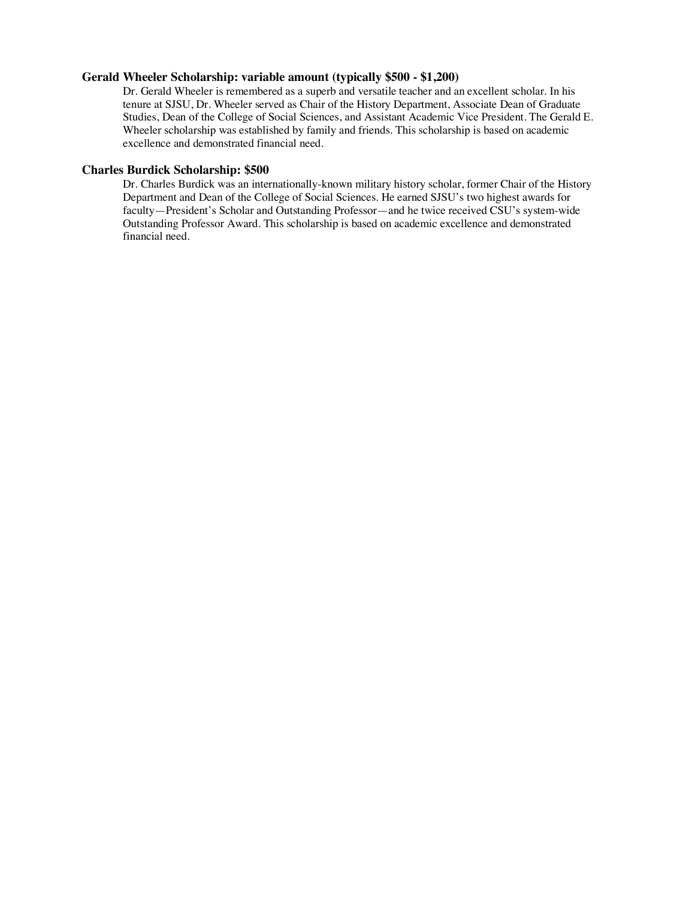**Gerald Wheeler Scholarship: variable amount (typically $500 - $1,200)**

Dr. Gerald Wheeler is remembered as a superb and versatile teacher and an excellent scholar. In his tenure at SJSU, Dr. Wheeler served as Chair of the History Department, Associate Dean of Graduate Studies, Dean of the College of Social Sciences, and Assistant Academic Vice President. The Gerald E. Wheeler scholarship was established by family and friends. This scholarship is based on academic excellence and demonstrated financial need.

**Charles Burdick Scholarship: $500**

Dr. Charles Burdick was an internationally-known military history scholar, former Chair of the History Department and Dean of the College of Social Sciences. He earned SJSU's two highest awards for faculty—President's Scholar and Outstanding Professor—and he twice received CSU's system-wide Outstanding Professor Award. This scholarship is based on academic excellence and demonstrated financial need.